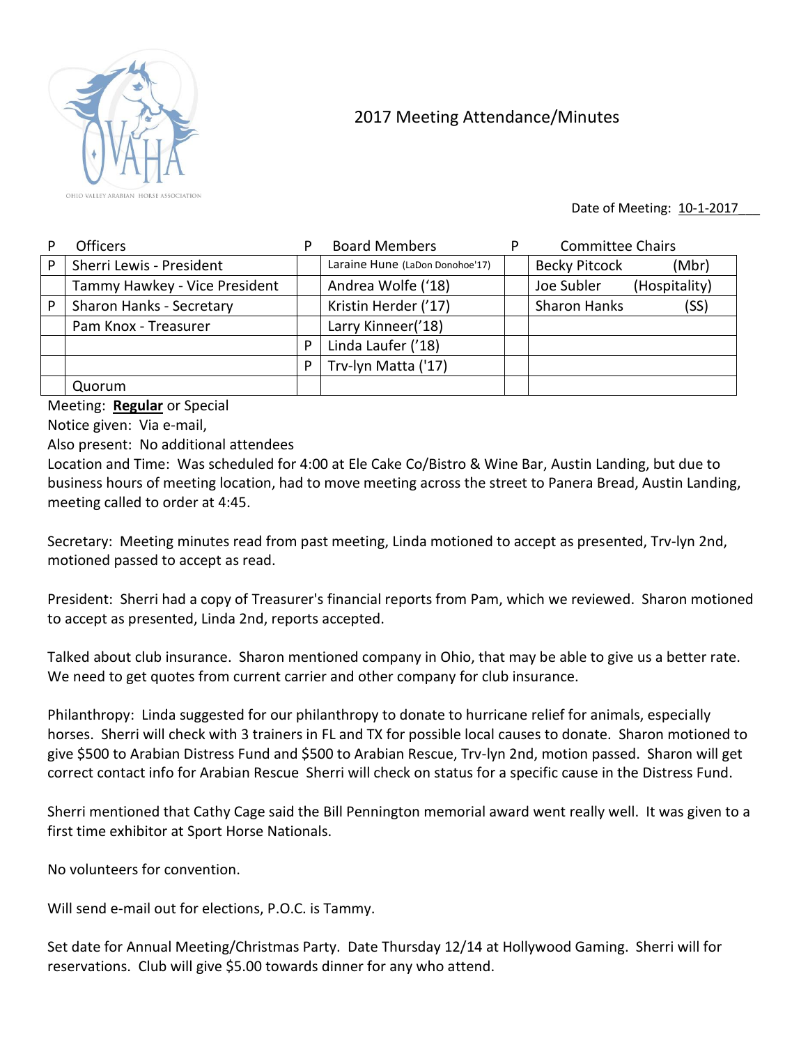OHIO VALLEY ARABIAN HORSE ASSOCIATION

# 2017 Meeting Attendance/Minutes

Date of Meeting: 10-1-2017

| P | Officers | P | Board Members | P | Committee Chairs |
|---|---|---|---|---|---|
| P | Sherri Lewis - President | | Laraine Hune (LaDon Donohoe'17) | | Becky Pitcock (Mbr) |
| | Tammy Hawkey - Vice President | | Andrea Wolfe ('18) | | Joe Subler (Hospitality) |
| P | Sharon Hanks - Secretary | | Kristin Herder ('17) | | Sharon Hanks (SS) |
| | Pam Knox - Treasurer | | Larry Kinneer('18) | | |
| | | P | Linda Laufer ('18) | | |
| | | P | Trv-lyn Matta ('17) | | |
| | Quorum | | | | |

Meeting: **Regular** or Special

Notice given: Via e-mail,

Also present: No additional attendees

Location and Time: Was scheduled for 4:00 at Ele Cake Co/Bistro & Wine Bar, Austin Landing, but due to business hours of meeting location, had to move meeting across the street to Panera Bread, Austin Landing, meeting called to order at 4:45.

Secretary: Meeting minutes read from past meeting, Linda motioned to accept as presented, Trv-lyn 2nd, motioned passed to accept as read.

President: Sherri had a copy of Treasurer's financial reports from Pam, which we reviewed. Sharon motioned to accept as presented, Linda 2nd, reports accepted.

Talked about club insurance. Sharon mentioned company in Ohio, that may be able to give us a better rate. We need to get quotes from current carrier and other company for club insurance.

Philanthropy: Linda suggested for our philanthropy to donate to hurricane relief for animals, especially horses. Sherri will check with 3 trainers in FL and TX for possible local causes to donate. Sharon motioned to give $500 to Arabian Distress Fund and $500 to Arabian Rescue, Trv-lyn 2nd, motion passed. Sharon will get correct contact info for Arabian Rescue Sherri will check on status for a specific cause in the Distress Fund.

Sherri mentioned that Cathy Cage said the Bill Pennington memorial award went really well. It was given to a first time exhibitor at Sport Horse Nationals.

No volunteers for convention.

Will send e-mail out for elections, P.O.C. is Tammy.

Set date for Annual Meeting/Christmas Party. Date Thursday 12/14 at Hollywood Gaming. Sherri will for reservations. Club will give $5.00 towards dinner for any who attend.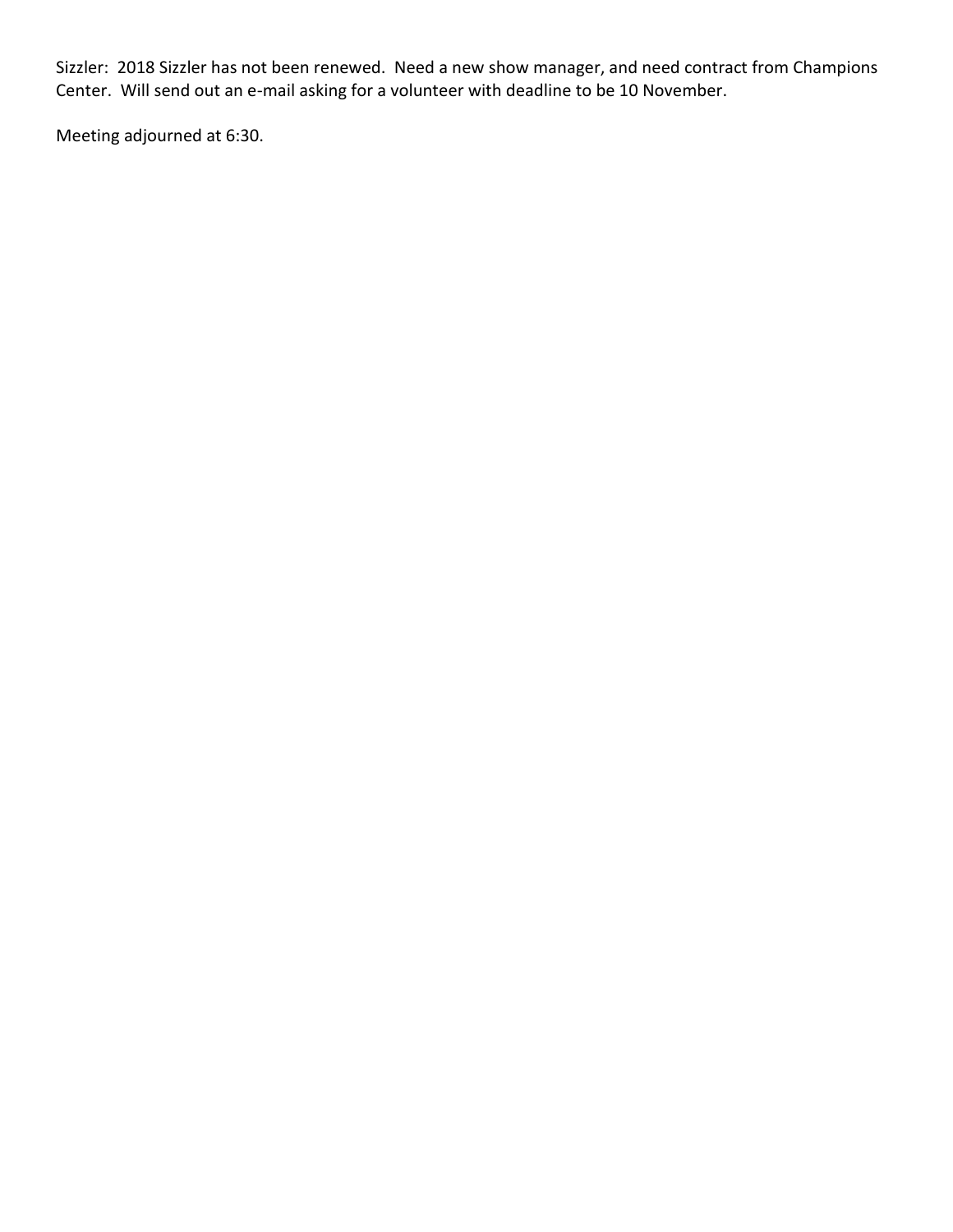Sizzler: 2018 Sizzler has not been renewed. Need a new show manager, and need contract from Champions Center. Will send out an e-mail asking for a volunteer with deadline to be 10 November.

Meeting adjourned at 6:30.